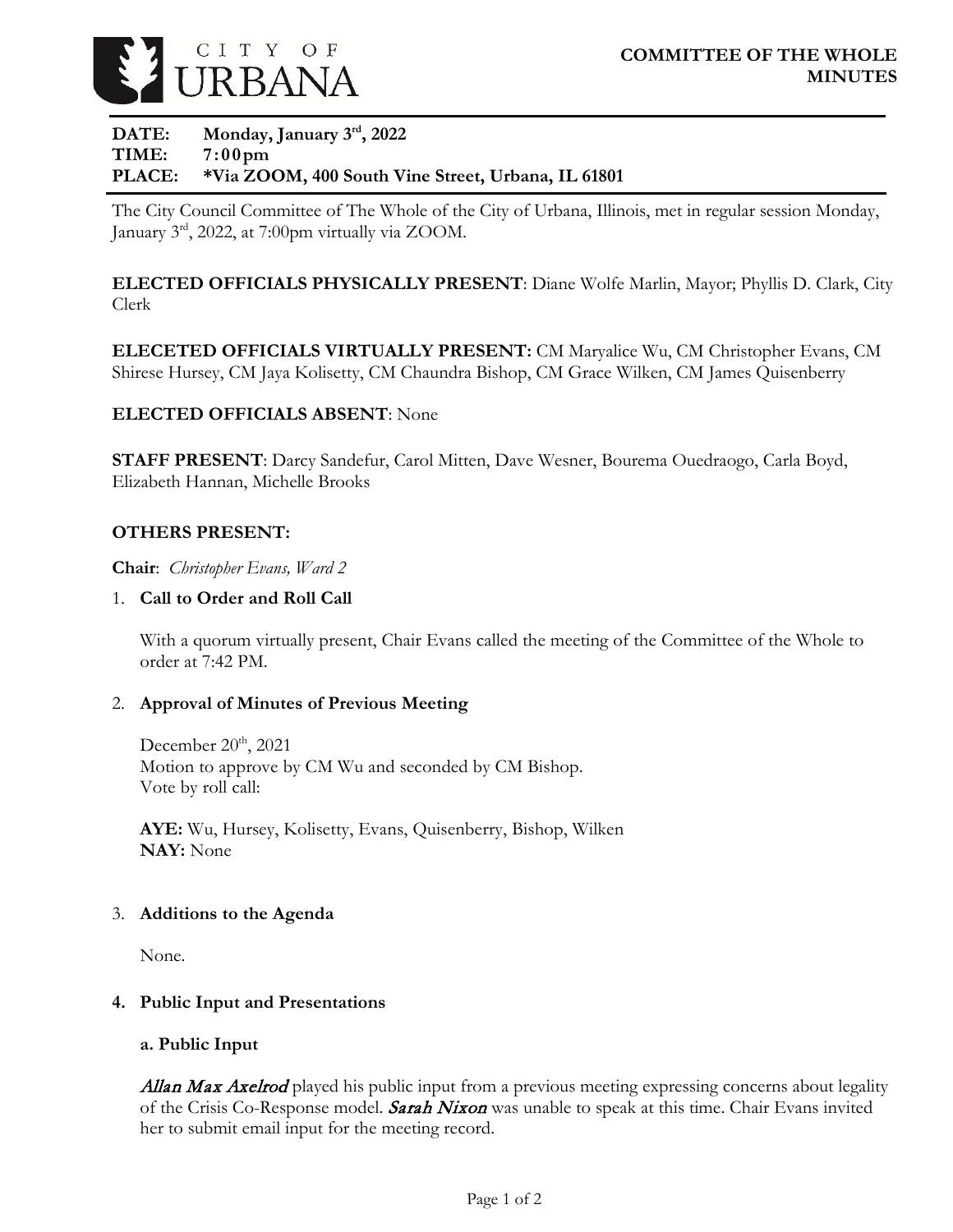CITY OF URBANA

# COMMITTEE OF THE WHOLE MINUTES

**DATE:** Monday, January 3rd, 2022
**TIME:** 7:00pm
**PLACE:** *Via ZOOM, 400 South Vine Street, Urbana, IL 61801

The City Council Committee of The Whole of the City of Urbana, Illinois, met in regular session Monday, January 3rd, 2022, at 7:00pm virtually via ZOOM.

**ELECTED OFFICIALS PHYSICALLY PRESENT**: Diane Wolfe Marlin, Mayor; Phyllis D. Clark, City Clerk

**ELECETED OFFICIALS VIRTUALLY PRESENT:** CM Maryalice Wu, CM Christopher Evans, CM Shirese Hursey, CM Jaya Kolisetty, CM Chaundra Bishop, CM Grace Wilken, CM James Quisenberry

**ELECTED OFFICIALS ABSENT**: None

**STAFF PRESENT**: Darcy Sandefur, Carol Mitten, Dave Wesner, Bourema Ouedraogo, Carla Boyd, Elizabeth Hannan, Michelle Brooks

**OTHERS PRESENT:**

**Chair**: *Christopher Evans, Ward 2*

1. **Call to Order and Roll Call**

   With a quorum virtually present, Chair Evans called the meeting of the Committee of the Whole to order at 7:42 PM.

2. **Approval of Minutes of Previous Meeting**

   December 20th, 2021
   Motion to approve by CM Wu and seconded by CM Bishop.
   Vote by roll call:

   **AYE:** Wu, Hursey, Kolisetty, Evans, Quisenberry, Bishop, Wilken
   **NAY:** None

3. **Additions to the Agenda**

   None.

4. **Public Input and Presentations**

   **a. Public Input**

   ***Allan Max Axelrod*** played his public input from a previous meeting expressing concerns about legality of the Crisis Co-Response model. ***Sarah Nixon*** was unable to speak at this time. Chair Evans invited her to submit email input for the meeting record.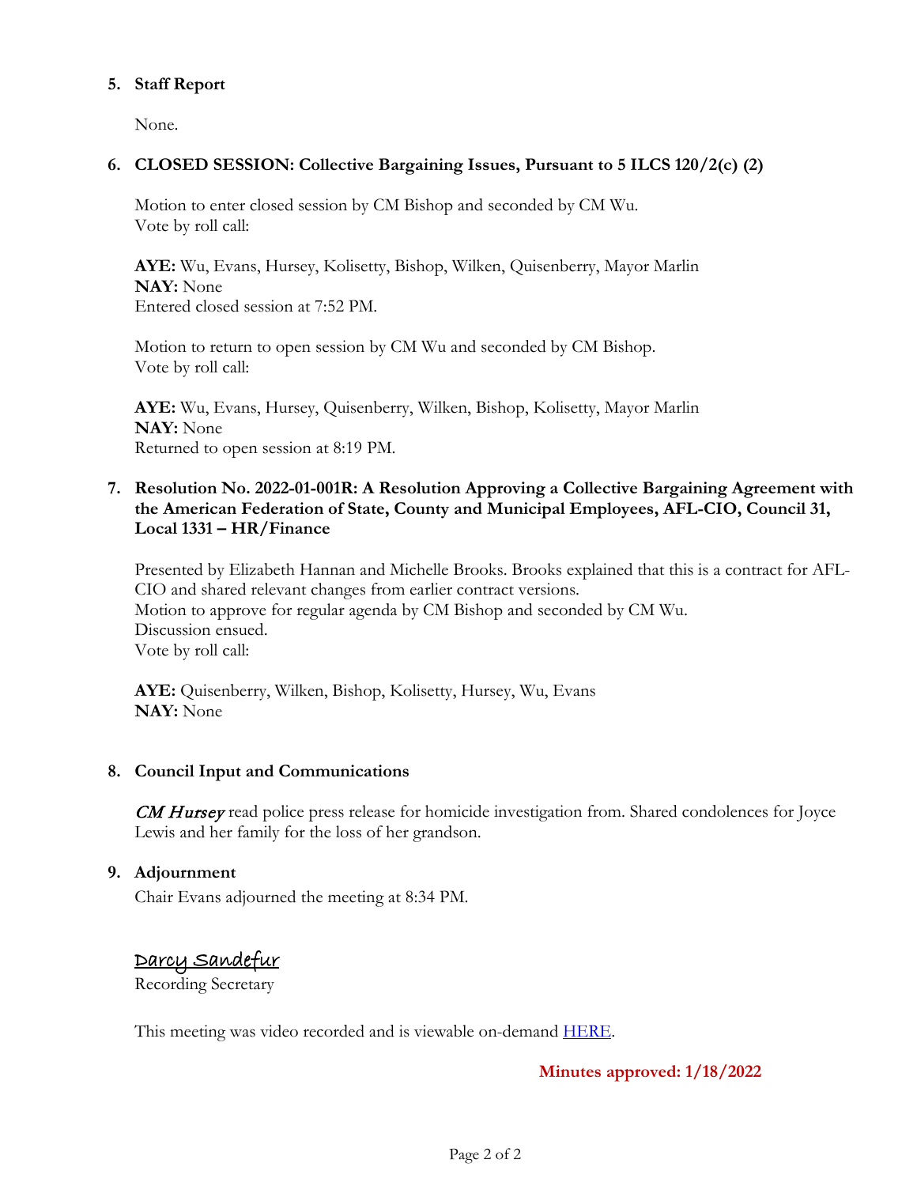**5. Staff Report**

None.

**6. CLOSED SESSION: Collective Bargaining Issues, Pursuant to 5 ILCS 120/2(c) (2)**

Motion to enter closed session by CM Bishop and seconded by CM Wu.
Vote by roll call:

**AYE:** Wu, Evans, Hursey, Kolisetty, Bishop, Wilken, Quisenberry, Mayor Marlin
**NAY:** None
Entered closed session at 7:52 PM.

Motion to return to open session by CM Wu and seconded by CM Bishop.
Vote by roll call:

**AYE:** Wu, Evans, Hursey, Quisenberry, Wilken, Bishop, Kolisetty, Mayor Marlin
**NAY:** None
Returned to open session at 8:19 PM.

**7. Resolution No. 2022-01-001R: A Resolution Approving a Collective Bargaining Agreement with the American Federation of State, County and Municipal Employees, AFL-CIO, Council 31, Local 1331 – HR/Finance**

Presented by Elizabeth Hannan and Michelle Brooks. Brooks explained that this is a contract for AFL-CIO and shared relevant changes from earlier contract versions.
Motion to approve for regular agenda by CM Bishop and seconded by CM Wu.
Discussion ensued.
Vote by roll call:

**AYE:** Quisenberry, Wilken, Bishop, Kolisetty, Hursey, Wu, Evans
**NAY:** None

**8. Council Input and Communications**

*CM Hursey* read police press release for homicide investigation from. Shared condolences for Joyce Lewis and her family for the loss of her grandson.

**9. Adjournment**

Chair Evans adjourned the meeting at 8:34 PM.

Darcy Sandefur
Recording Secretary

This meeting was video recorded and is viewable on-demand HERE.

**Minutes approved: 1/18/2022**